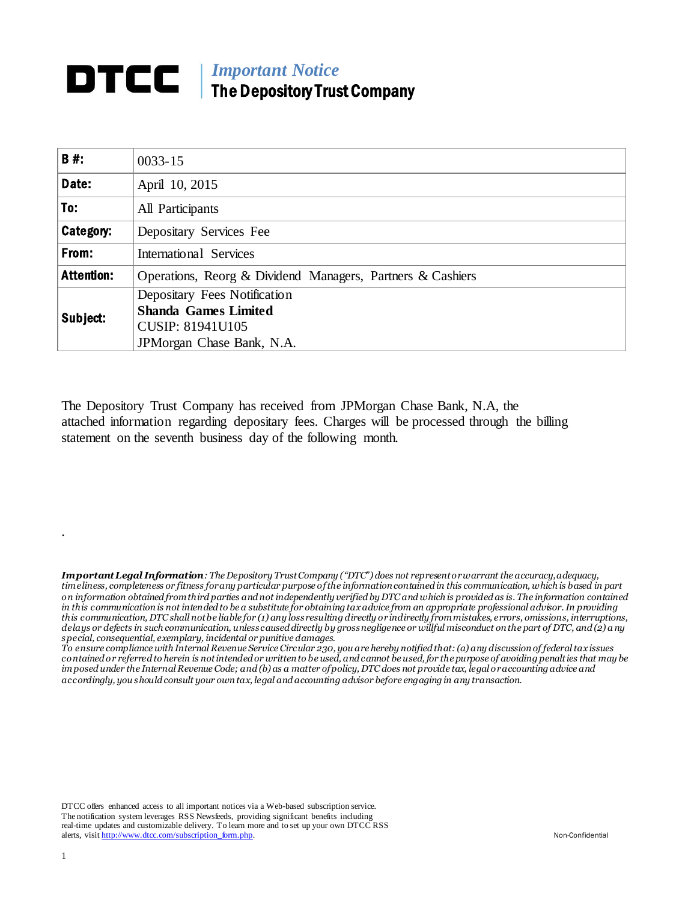# DTCC | *Important Notice*
## The Depository Trust Company

| **B #:** | 0033-15 |
|---|---|
| **Date:** | April 10, 2015 |
| **To:** | All Participants |
| **Category:** | Depositary Services Fee |
| **From:** | International Services |
| **Attention:** | Operations, Reorg & Dividend Managers, Partners & Cashiers |
| **Subject:** | Depositary Fees Notification<br>**Shanda Games Limited**<br>CUSIP: 81941U105<br>JPMorgan Chase Bank, N.A. |

The Depository Trust Company has received from JPMorgan Chase Bank, N.A, the attached information regarding depositary fees. Charges will be processed through the billing statement on the seventh business day of the following month.

.

***Important Legal Information****: The Depository Trust Company ("DTC") does not represent or warrant the accuracy, adequacy, timeliness, completeness or fitness for any particular purpose of the information contained in this communication, which is based in part on information obtained from third parties and not independently verified by DTC and which is provided as is. The information contained in this communication is not intended to be a substitute for obtaining tax advice from an appropriate professional advisor. In providing this communication, DTC shall not be liable for (1) any loss resulting directly or indirectly from mistakes, errors, omissions, interruptions, delays or defects in such communication, unless caused directly by gross negligence or willful misconduct on the part of DTC, and (2) any special, consequential, exemplary, incidental or punitive damages.*

*To ensure compliance with Internal Revenue Service Circular 230, you are hereby notified that: (a) any discussion of federal tax issues contained or referred to herein is not intended or written to be used, and cannot be used, for the purpose of avoiding penalties that may be imposed under the Internal Revenue Code; and (b) as a matter of policy, DTC does not provide tax, legal or accounting advice and accordingly, you should consult your own tax, legal and accounting advisor before engaging in any transaction.*

DTCC offers enhanced access to all important notices via a Web-based subscription service. The notification system leverages RSS Newsfeeds, providing significant benefits including real-time updates and customizable delivery. To learn more and to set up your own DTCC RSS alerts, visit http://www.dtcc.com/subscription_form.php.

Non-Confidential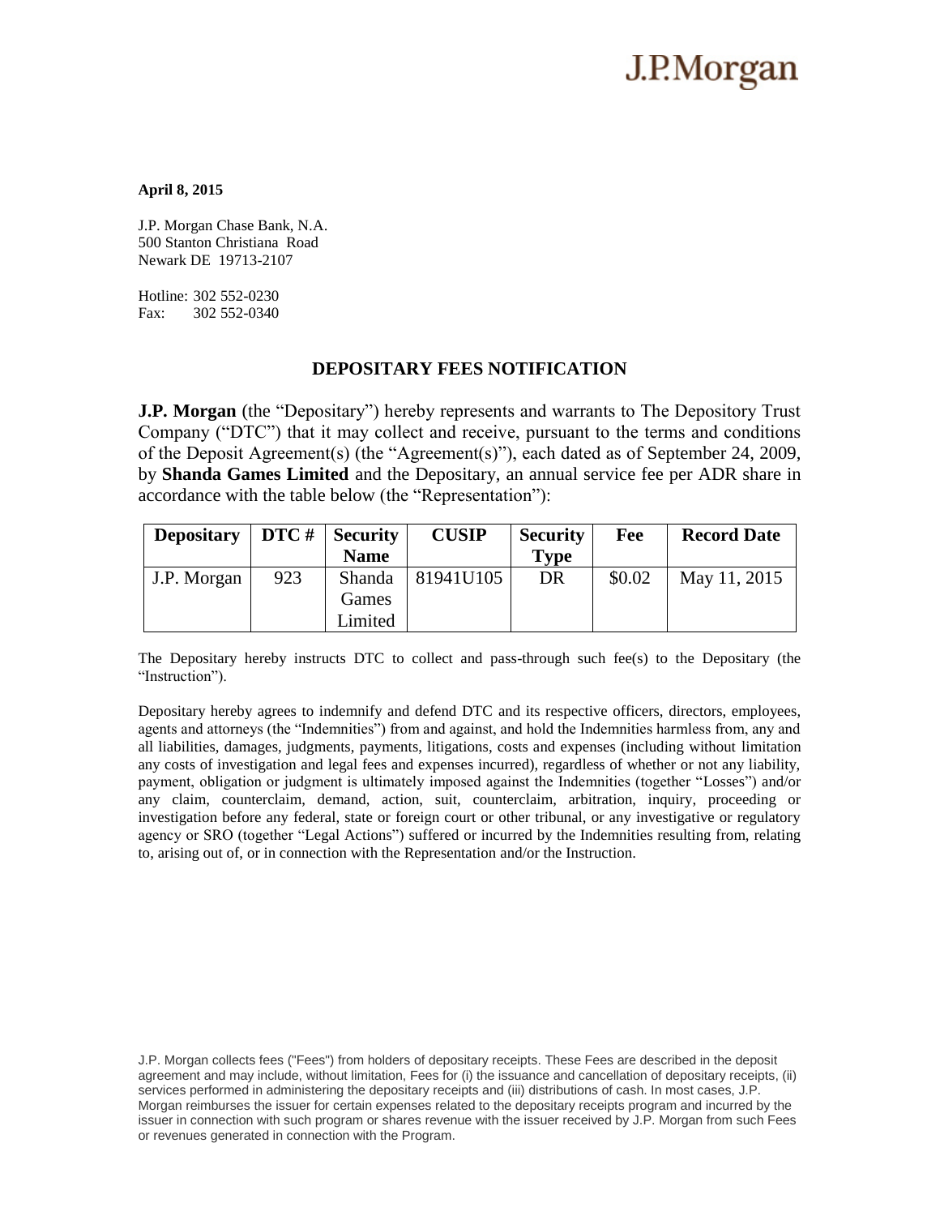J.P.Morgan

**April 8, 2015**

J.P. Morgan Chase Bank, N.A.
500 Stanton Christiana Road
Newark DE 19713-2107

Hotline: 302 552-0230
Fax: 302 552-0340

## DEPOSITARY FEES NOTIFICATION

**J.P. Morgan** (the "Depositary") hereby represents and warrants to The Depository Trust Company ("DTC") that it may collect and receive, pursuant to the terms and conditions of the Deposit Agreement(s) (the "Agreement(s)"), each dated as of September 24, 2009, by **Shanda Games Limited** and the Depositary, an annual service fee per ADR share in accordance with the table below (the "Representation"):

| Depositary | DTC # | Security Name | CUSIP | Security Type | Fee | Record Date |
|---|---|---|---|---|---|---|
| J.P. Morgan | 923 | Shanda Games Limited | 81941U105 | DR | $0.02 | May 11, 2015 |

The Depositary hereby instructs DTC to collect and pass-through such fee(s) to the Depositary (the "Instruction").

Depositary hereby agrees to indemnify and defend DTC and its respective officers, directors, employees, agents and attorneys (the "Indemnities") from and against, and hold the Indemnities harmless from, any and all liabilities, damages, judgments, payments, litigations, costs and expenses (including without limitation any costs of investigation and legal fees and expenses incurred), regardless of whether or not any liability, payment, obligation or judgment is ultimately imposed against the Indemnities (together "Losses") and/or any claim, counterclaim, demand, action, suit, counterclaim, arbitration, inquiry, proceeding or investigation before any federal, state or foreign court or other tribunal, or any investigative or regulatory agency or SRO (together "Legal Actions") suffered or incurred by the Indemnities resulting from, relating to, arising out of, or in connection with the Representation and/or the Instruction.

J.P. Morgan collects fees ("Fees") from holders of depositary receipts. These Fees are described in the deposit agreement and may include, without limitation, Fees for (i) the issuance and cancellation of depositary receipts, (ii) services performed in administering the depositary receipts and (iii) distributions of cash. In most cases, J.P. Morgan reimburses the issuer for certain expenses related to the depositary receipts program and incurred by the issuer in connection with such program or shares revenue with the issuer received by J.P. Morgan from such Fees or revenues generated in connection with the Program.